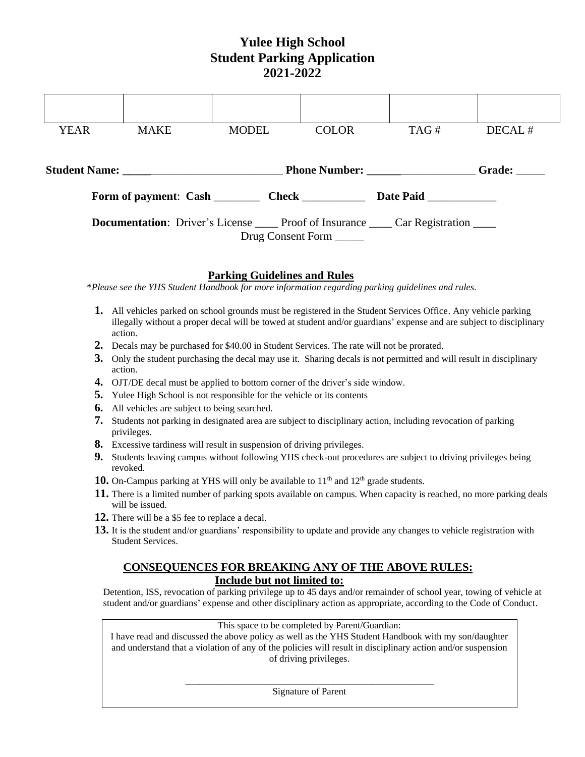# Yulee High School
# Student Parking Application
# 2021-2022

| | | | | | |
|---|---|---|---|---|---|
| YEAR | MAKE | MODEL | COLOR | TAG # | DECAL # |

**Student Name:** ______________________________ **Phone Number:** ____________________ **Grade:** _____

**Form of payment**: **Cash** ________ **Check** ___________ **Date Paid** ____________

**Documentation**: Driver's License ____ Proof of Insurance ____ Car Registration ____ Drug Consent Form _____

## Parking Guidelines and Rules

*\*Please see the YHS Student Handbook for more information regarding parking guidelines and rules.*

1. All vehicles parked on school grounds must be registered in the Student Services Office. Any vehicle parking illegally without a proper decal will be towed at student and/or guardians' expense and are subject to disciplinary action.
2. Decals may be purchased for $40.00 in Student Services. The rate will not be prorated.
3. Only the student purchasing the decal may use it. Sharing decals is not permitted and will result in disciplinary action.
4. OJT/DE decal must be applied to bottom corner of the driver's side window.
5. Yulee High School is not responsible for the vehicle or its contents
6. All vehicles are subject to being searched.
7. Students not parking in designated area are subject to disciplinary action, including revocation of parking privileges.
8. Excessive tardiness will result in suspension of driving privileges.
9. Students leaving campus without following YHS check-out procedures are subject to driving privileges being revoked.
10. On-Campus parking at YHS will only be available to 11th and 12th grade students.
11. There is a limited number of parking spots available on campus. When capacity is reached, no more parking deals will be issued.
12. There will be a $5 fee to replace a decal.
13. It is the student and/or guardians' responsibility to update and provide any changes to vehicle registration with Student Services.

## CONSEQUENCES FOR BREAKING ANY OF THE ABOVE RULES:
### Include but not limited to:

Detention, ISS, revocation of parking privilege up to 45 days and/or remainder of school year, towing of vehicle at student and/or guardians' expense and other disciplinary action as appropriate, according to the Code of Conduct.

This space to be completed by Parent/Guardian:
I have read and discussed the above policy as well as the YHS Student Handbook with my son/daughter and understand that a violation of any of the policies will result in disciplinary action and/or suspension of driving privileges.

_____________________________________________________

Signature of Parent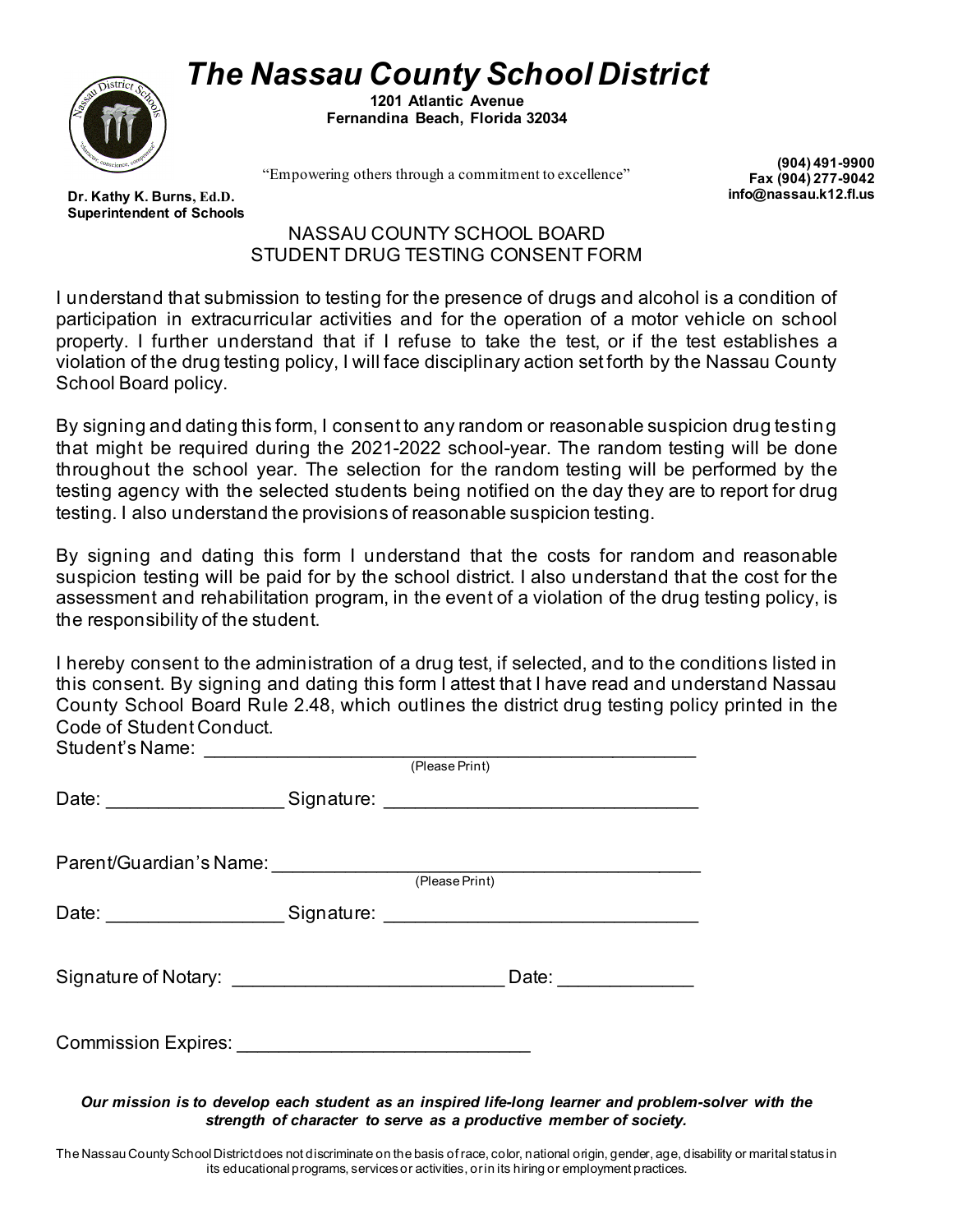# *The Nassau County School District*

**1201 Atlantic Avenue**
**Fernandina Beach, Florida 32034**

"Empowering others through a commitment to excellence"

**(904) 491-9900**
**Fax (904) 277-9042**
**info@nassau.k12.fl.us**

**Dr. Kathy K. Burns, Ed.D.**
**Superintendent of Schools**

## NASSAU COUNTY SCHOOL BOARD
## STUDENT DRUG TESTING CONSENT FORM

I understand that submission to testing for the presence of drugs and alcohol is a condition of participation in extracurricular activities and for the operation of a motor vehicle on school property. I further understand that if I refuse to take the test, or if the test establishes a violation of the drug testing policy, I will face disciplinary action set forth by the Nassau County School Board policy.

By signing and dating this form, I consent to any random or reasonable suspicion drug testing that might be required during the 2021-2022 school-year. The random testing will be done throughout the school year. The selection for the random testing will be performed by the testing agency with the selected students being notified on the day they are to report for drug testing. I also understand the provisions of reasonable suspicion testing.

By signing and dating this form I understand that the costs for random and reasonable suspicion testing will be paid for by the school district. I also understand that the cost for the assessment and rehabilitation program, in the event of a violation of the drug testing policy, is the responsibility of the student.

I hereby consent to the administration of a drug test, if selected, and to the conditions listed in this consent. By signing and dating this form I attest that I have read and understand Nassau County School Board Rule 2.48, which outlines the district drug testing policy printed in the Code of Student Conduct.

Student's Name: ______________________________________________
(Please Print)

Date: _________________ Signature: ______________________________

Parent/Guardian's Name: ________________________________________
(Please Print)

Date: _________________ Signature: ______________________________

Signature of Notary: __________________________ Date: _____________

Commission Expires: ____________________________

***Our mission is to develop each student as an inspired life-long learner and problem-solver with the strength of character to serve as a productive member of society.***

The Nassau County School District does not discriminate on the basis of race, color, national origin, gender, age, disability or marital status in its educational programs, services or activities, or in its hiring or employment practices.